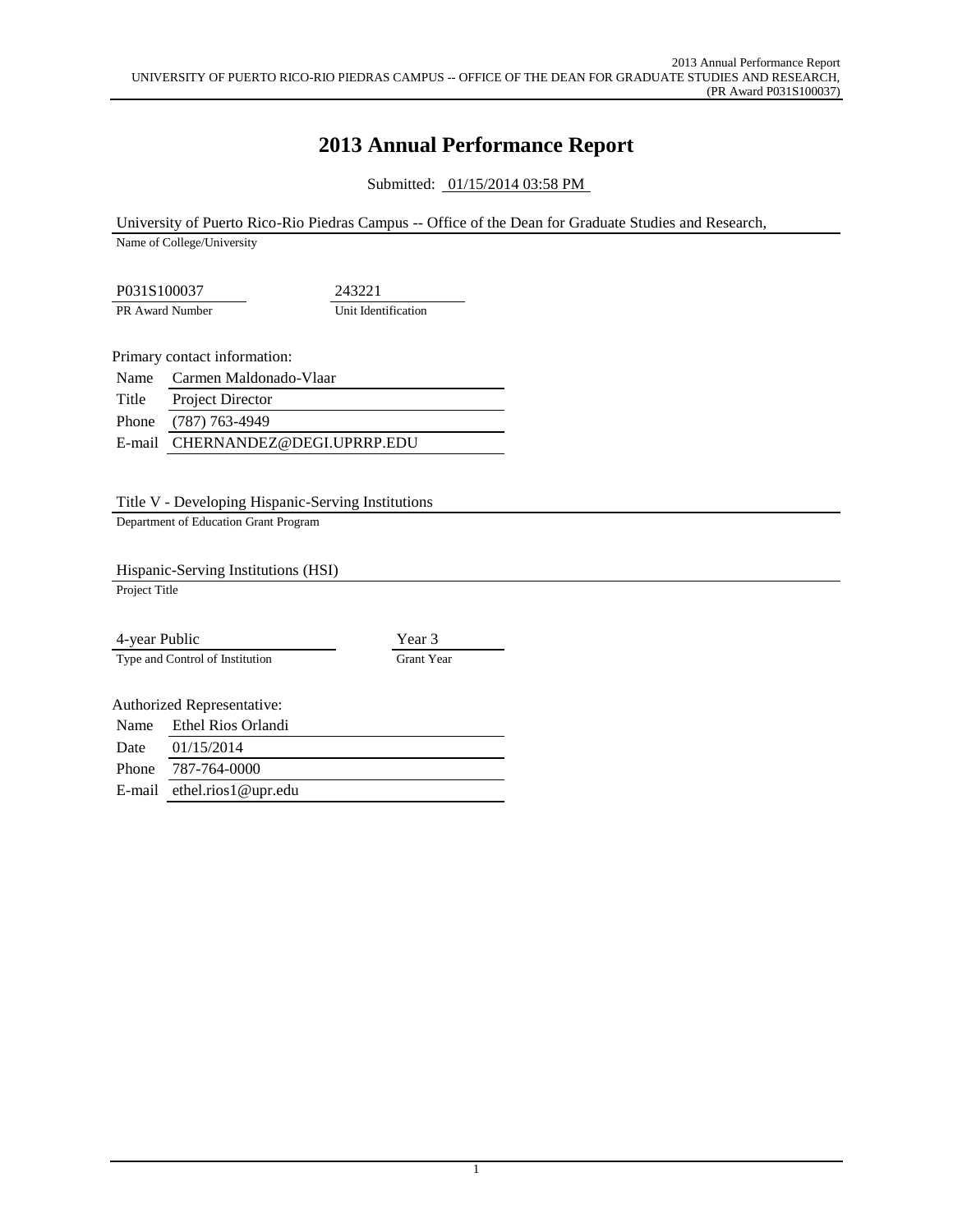# 2013 Annual Performance Report

Submitted: 01/15/2014 03:58 PM

University of Puerto Rico-Rio Piedras Campus -- Office of the Dean for Graduate Studies and Research,
Name of College/University

| PR Award Number | Unit Identification |
|---|---|
| P031S100037 | 243221 |

Primary contact information:

| | |
|---|---|
| Name | Carmen Maldonado-Vlaar |
| Title | Project Director |
| Phone | (787) 763-4949 |
| E-mail | CHERNANDEZ@DEGI.UPRRP.EDU |

Title V - Developing Hispanic-Serving Institutions
Department of Education Grant Program

Hispanic-Serving Institutions (HSI)
Project Title

| Type and Control of Institution | Grant Year |
|---|---|
| 4-year Public | Year 3 |

Authorized Representative:

| | |
|---|---|
| Name | Ethel Rios Orlandi |
| Date | 01/15/2014 |
| Phone | 787-764-0000 |
| E-mail | ethel.rios1@upr.edu |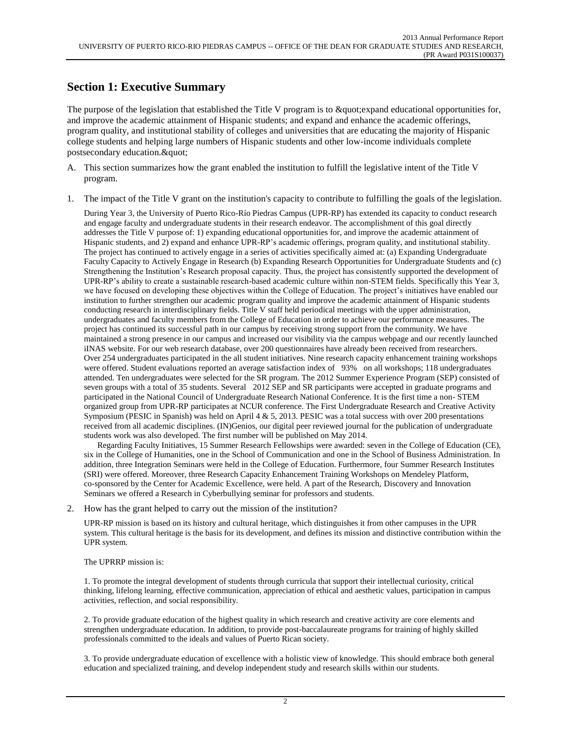## Section 1: Executive Summary

The purpose of the legislation that established the Title V program is to &quot;expand educational opportunities for, and improve the academic attainment of Hispanic students; and expand and enhance the academic offerings, program quality, and institutional stability of colleges and universities that are educating the majority of Hispanic college students and helping large numbers of Hispanic students and other low-income individuals complete postsecondary education.&quot;

A. This section summarizes how the grant enabled the institution to fulfill the legislative intent of the Title V program.

1. The impact of the Title V grant on the institution's capacity to contribute to fulfilling the goals of the legislation.

   During Year 3, the University of Puerto Rico-Río Piedras Campus (UPR-RP) has extended its capacity to conduct research and engage faculty and undergraduate students in their research endeavor. The accomplishment of this goal directly addresses the Title V purpose of: 1) expanding educational opportunities for, and improve the academic attainment of Hispanic students, and 2) expand and enhance UPR-RP's academic offerings, program quality, and institutional stability. The project has continued to actively engage in a series of activities specifically aimed at: (a) Expanding Undergraduate Faculty Capacity to Actively Engage in Research (b) Expanding Research Opportunities for Undergraduate Students and (c) Strengthening the Institution's Research proposal capacity. Thus, the project has consistently supported the development of UPR-RP's ability to create a sustainable research-based academic culture within non-STEM fields. Specifically this Year 3, we have focused on developing these objectives within the College of Education. The project's initiatives have enabled our institution to further strengthen our academic program quality and improve the academic attainment of Hispanic students conducting research in interdisciplinary fields. Title V staff held periodical meetings with the upper administration, undergraduates and faculty members from the College of Education in order to achieve our performance measures. The project has continued its successful path in our campus by receiving strong support from the community. We have maintained a strong presence in our campus and increased our visibility via the campus webpage and our recently launched iINAS website. For our web research database, over 200 questionnaires have already been received from researchers. Over 254 undergraduates participated in the all student initiatives. Nine research capacity enhancement training workshops were offered. Student evaluations reported an average satisfaction index of 93% on all workshops; 118 undergraduates attended. Ten undergraduates were selected for the SR program. The 2012 Summer Experience Program (SEP) consisted of seven groups with a total of 35 students. Several 2012 SEP and SR participants were accepted in graduate programs and participated in the National Council of Undergraduate Research National Conference. It is the first time a non- STEM organized group from UPR-RP participates at NCUR conference. The First Undergraduate Research and Creative Activity Symposium (PESIC in Spanish) was held on April 4 & 5, 2013. PESIC was a total success with over 200 presentations received from all academic disciplines. (IN)Genios, our digital peer reviewed journal for the publication of undergraduate students work was also developed. The first number will be published on May 2014.

   Regarding Faculty Initiatives, 15 Summer Research Fellowships were awarded: seven in the College of Education (CE), six in the College of Humanities, one in the School of Communication and one in the School of Business Administration. In addition, three Integration Seminars were held in the College of Education. Furthermore, four Summer Research Institutes (SRI) were offered. Moreover, three Research Capacity Enhancement Training Workshops on Mendeley Platform, co-sponsored by the Center for Academic Excellence, were held. A part of the Research, Discovery and Innovation Seminars we offered a Research in Cyberbullying seminar for professors and students.

2. How has the grant helped to carry out the mission of the institution?

   UPR-RP mission is based on its history and cultural heritage, which distinguishes it from other campuses in the UPR system. This cultural heritage is the basis for its development, and defines its mission and distinctive contribution within the UPR system.

   The UPRRP mission is:

   1. To promote the integral development of students through curricula that support their intellectual curiosity, critical thinking, lifelong learning, effective communication, appreciation of ethical and aesthetic values, participation in campus activities, reflection, and social responsibility.

   2. To provide graduate education of the highest quality in which research and creative activity are core elements and strengthen undergraduate education. In addition, to provide post-baccalaureate programs for training of highly skilled professionals committed to the ideals and values of Puerto Rican society.

   3. To provide undergraduate education of excellence with a holistic view of knowledge. This should embrace both general education and specialized training, and develop independent study and research skills within our students.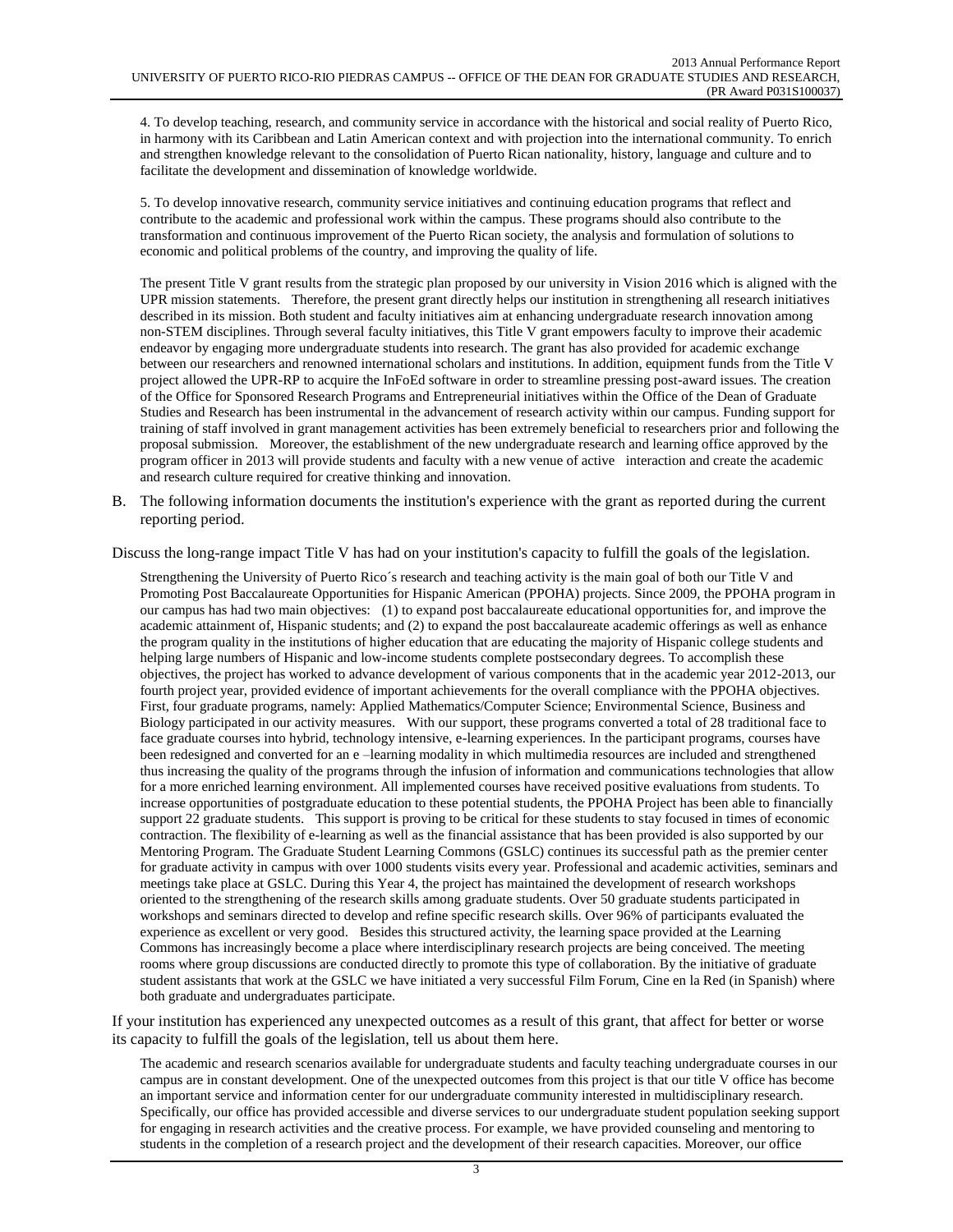4. To develop teaching, research, and community service in accordance with the historical and social reality of Puerto Rico, in harmony with its Caribbean and Latin American context and with projection into the international community. To enrich and strengthen knowledge relevant to the consolidation of Puerto Rican nationality, history, language and culture and to facilitate the development and dissemination of knowledge worldwide.

5. To develop innovative research, community service initiatives and continuing education programs that reflect and contribute to the academic and professional work within the campus. These programs should also contribute to the transformation and continuous improvement of the Puerto Rican society, the analysis and formulation of solutions to economic and political problems of the country, and improving the quality of life.

The present Title V grant results from the strategic plan proposed by our university in Vision 2016 which is aligned with the UPR mission statements. Therefore, the present grant directly helps our institution in strengthening all research initiatives described in its mission. Both student and faculty initiatives aim at enhancing undergraduate research innovation among non-STEM disciplines. Through several faculty initiatives, this Title V grant empowers faculty to improve their academic endeavor by engaging more undergraduate students into research. The grant has also provided for academic exchange between our researchers and renowned international scholars and institutions. In addition, equipment funds from the Title V project allowed the UPR-RP to acquire the InFoEd software in order to streamline pressing post-award issues. The creation of the Office for Sponsored Research Programs and Entrepreneurial initiatives within the Office of the Dean of Graduate Studies and Research has been instrumental in the advancement of research activity within our campus. Funding support for training of staff involved in grant management activities has been extremely beneficial to researchers prior and following the proposal submission. Moreover, the establishment of the new undergraduate research and learning office approved by the program officer in 2013 will provide students and faculty with a new venue of active interaction and create the academic and research culture required for creative thinking and innovation.

B. The following information documents the institution's experience with the grant as reported during the current reporting period.

Discuss the long-range impact Title V has had on your institution's capacity to fulfill the goals of the legislation.

Strengthening the University of Puerto Rico´s research and teaching activity is the main goal of both our Title V and Promoting Post Baccalaureate Opportunities for Hispanic American (PPOHA) projects. Since 2009, the PPOHA program in our campus has had two main objectives: (1) to expand post baccalaureate educational opportunities for, and improve the academic attainment of, Hispanic students; and (2) to expand the post baccalaureate academic offerings as well as enhance the program quality in the institutions of higher education that are educating the majority of Hispanic college students and helping large numbers of Hispanic and low-income students complete postsecondary degrees. To accomplish these objectives, the project has worked to advance development of various components that in the academic year 2012-2013, our fourth project year, provided evidence of important achievements for the overall compliance with the PPOHA objectives. First, four graduate programs, namely: Applied Mathematics/Computer Science; Environmental Science, Business and Biology participated in our activity measures. With our support, these programs converted a total of 28 traditional face to face graduate courses into hybrid, technology intensive, e-learning experiences. In the participant programs, courses have been redesigned and converted for an e –learning modality in which multimedia resources are included and strengthened thus increasing the quality of the programs through the infusion of information and communications technologies that allow for a more enriched learning environment. All implemented courses have received positive evaluations from students. To increase opportunities of postgraduate education to these potential students, the PPOHA Project has been able to financially support 22 graduate students. This support is proving to be critical for these students to stay focused in times of economic contraction. The flexibility of e-learning as well as the financial assistance that has been provided is also supported by our Mentoring Program. The Graduate Student Learning Commons (GSLC) continues its successful path as the premier center for graduate activity in campus with over 1000 students visits every year. Professional and academic activities, seminars and meetings take place at GSLC. During this Year 4, the project has maintained the development of research workshops oriented to the strengthening of the research skills among graduate students. Over 50 graduate students participated in workshops and seminars directed to develop and refine specific research skills. Over 96% of participants evaluated the experience as excellent or very good. Besides this structured activity, the learning space provided at the Learning Commons has increasingly become a place where interdisciplinary research projects are being conceived. The meeting rooms where group discussions are conducted directly to promote this type of collaboration. By the initiative of graduate student assistants that work at the GSLC we have initiated a very successful Film Forum, Cine en la Red (in Spanish) where both graduate and undergraduates participate.

If your institution has experienced any unexpected outcomes as a result of this grant, that affect for better or worse its capacity to fulfill the goals of the legislation, tell us about them here.

The academic and research scenarios available for undergraduate students and faculty teaching undergraduate courses in our campus are in constant development. One of the unexpected outcomes from this project is that our title V office has become an important service and information center for our undergraduate community interested in multidisciplinary research. Specifically, our office has provided accessible and diverse services to our undergraduate student population seeking support for engaging in research activities and the creative process. For example, we have provided counseling and mentoring to students in the completion of a research project and the development of their research capacities. Moreover, our office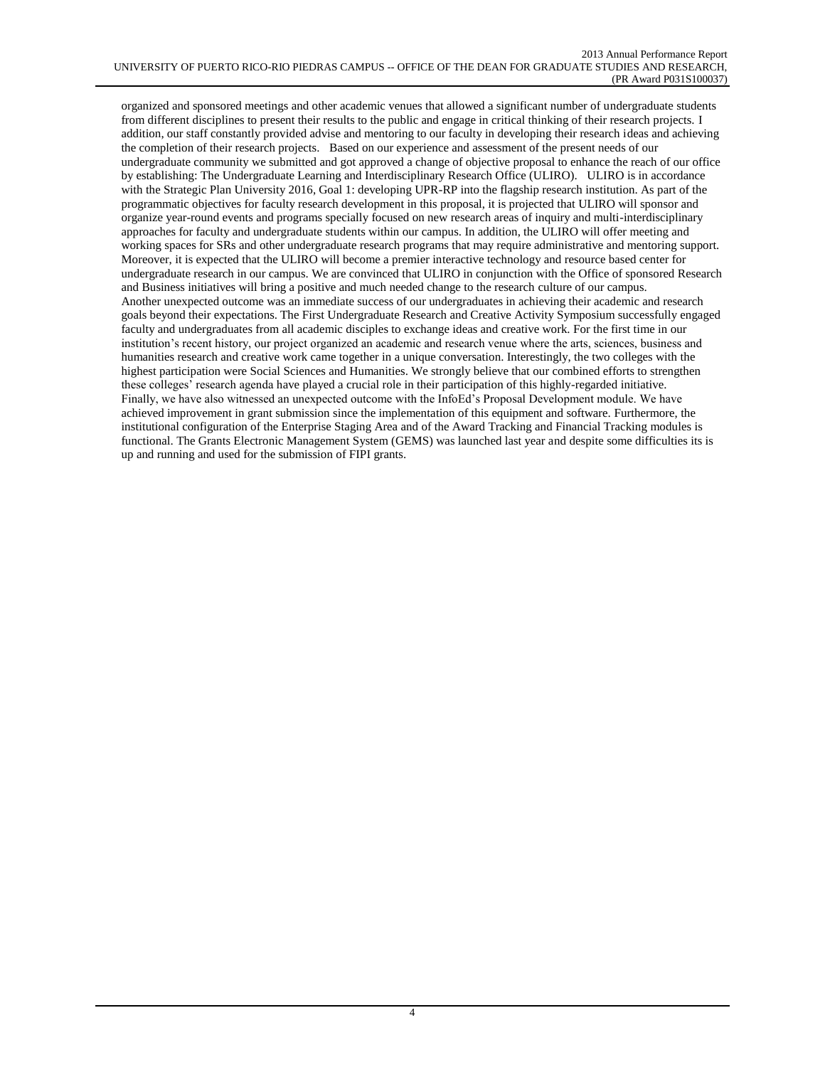organized and sponsored meetings and other academic venues that allowed a significant number of undergraduate students from different disciplines to present their results to the public and engage in critical thinking of their research projects. I addition, our staff constantly provided advise and mentoring to our faculty in developing their research ideas and achieving the completion of their research projects. Based on our experience and assessment of the present needs of our undergraduate community we submitted and got approved a change of objective proposal to enhance the reach of our office by establishing: The Undergraduate Learning and Interdisciplinary Research Office (ULIRO). ULIRO is in accordance with the Strategic Plan University 2016, Goal 1: developing UPR-RP into the flagship research institution. As part of the programmatic objectives for faculty research development in this proposal, it is projected that ULIRO will sponsor and organize year-round events and programs specially focused on new research areas of inquiry and multi-interdisciplinary approaches for faculty and undergraduate students within our campus. In addition, the ULIRO will offer meeting and working spaces for SRs and other undergraduate research programs that may require administrative and mentoring support. Moreover, it is expected that the ULIRO will become a premier interactive technology and resource based center for undergraduate research in our campus. We are convinced that ULIRO in conjunction with the Office of sponsored Research and Business initiatives will bring a positive and much needed change to the research culture of our campus.

Another unexpected outcome was an immediate success of our undergraduates in achieving their academic and research goals beyond their expectations. The First Undergraduate Research and Creative Activity Symposium successfully engaged faculty and undergraduates from all academic disciples to exchange ideas and creative work. For the first time in our institution's recent history, our project organized an academic and research venue where the arts, sciences, business and humanities research and creative work came together in a unique conversation. Interestingly, the two colleges with the highest participation were Social Sciences and Humanities. We strongly believe that our combined efforts to strengthen these colleges' research agenda have played a crucial role in their participation of this highly-regarded initiative.

Finally, we have also witnessed an unexpected outcome with the InfoEd's Proposal Development module. We have achieved improvement in grant submission since the implementation of this equipment and software. Furthermore, the institutional configuration of the Enterprise Staging Area and of the Award Tracking and Financial Tracking modules is functional. The Grants Electronic Management System (GEMS) was launched last year and despite some difficulties its is up and running and used for the submission of FIPI grants.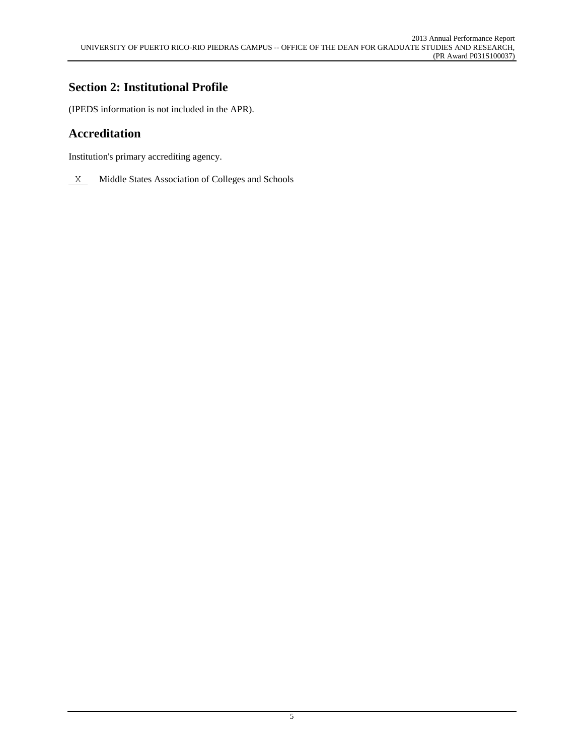## Section 2: Institutional Profile

(IPEDS information is not included in the APR).

## Accreditation

Institution's primary accrediting agency.

X Middle States Association of Colleges and Schools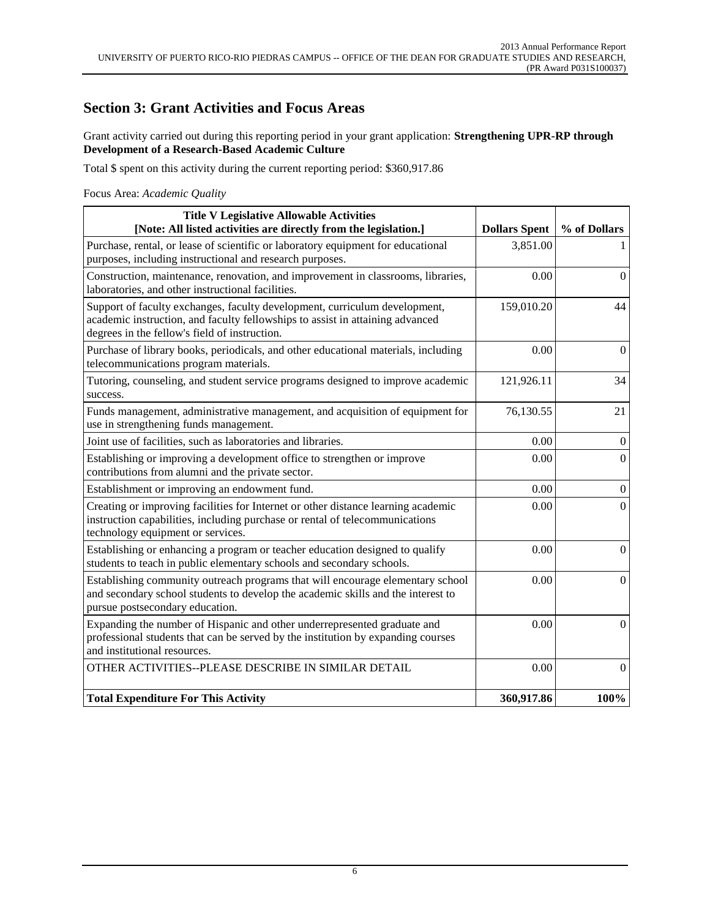## Section 3: Grant Activities and Focus Areas

Grant activity carried out during this reporting period in your grant application: **Strengthening UPR-RP through Development of a Research-Based Academic Culture**

Total $ spent on this activity during the current reporting period: $360,917.86

Focus Area: *Academic Quality*

| **Title V Legislative Allowable Activities [Note: All listed activities are directly from the legislation.]** | **Dollars Spent** | **% of Dollars** |
|---|---|---|
| Purchase, rental, or lease of scientific or laboratory equipment for educational purposes, including instructional and research purposes. | 3,851.00 | 1 |
| Construction, maintenance, renovation, and improvement in classrooms, libraries, laboratories, and other instructional facilities. | 0.00 | 0 |
| Support of faculty exchanges, faculty development, curriculum development, academic instruction, and faculty fellowships to assist in attaining advanced degrees in the fellow's field of instruction. | 159,010.20 | 44 |
| Purchase of library books, periodicals, and other educational materials, including telecommunications program materials. | 0.00 | 0 |
| Tutoring, counseling, and student service programs designed to improve academic success. | 121,926.11 | 34 |
| Funds management, administrative management, and acquisition of equipment for use in strengthening funds management. | 76,130.55 | 21 |
| Joint use of facilities, such as laboratories and libraries. | 0.00 | 0 |
| Establishing or improving a development office to strengthen or improve contributions from alumni and the private sector. | 0.00 | 0 |
| Establishment or improving an endowment fund. | 0.00 | 0 |
| Creating or improving facilities for Internet or other distance learning academic instruction capabilities, including purchase or rental of telecommunications technology equipment or services. | 0.00 | 0 |
| Establishing or enhancing a program or teacher education designed to qualify students to teach in public elementary schools and secondary schools. | 0.00 | 0 |
| Establishing community outreach programs that will encourage elementary school and secondary school students to develop the academic skills and the interest to pursue postsecondary education. | 0.00 | 0 |
| Expanding the number of Hispanic and other underrepresented graduate and professional students that can be served by the institution by expanding courses and institutional resources. | 0.00 | 0 |
| OTHER ACTIVITIES--PLEASE DESCRIBE IN SIMILAR DETAIL | 0.00 | 0 |
| **Total Expenditure For This Activity** | **360,917.86** | **100%** |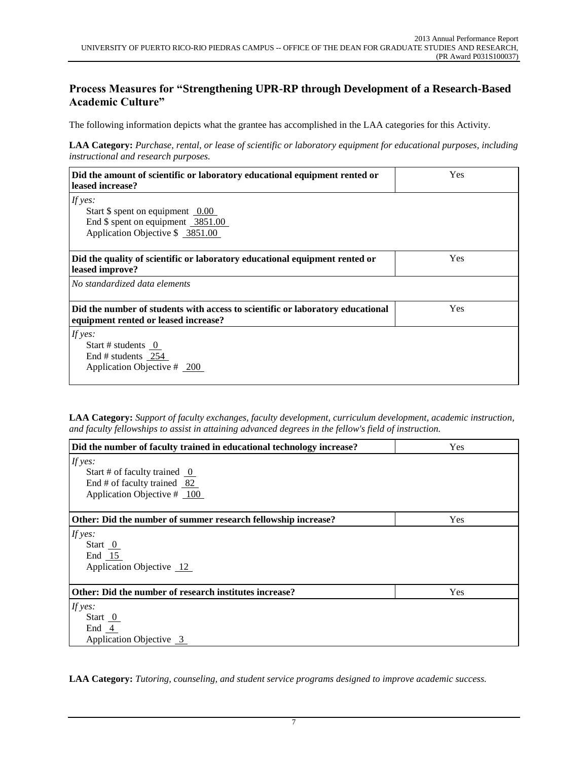## Process Measures for "Strengthening UPR-RP through Development of a Research-Based Academic Culture"

The following information depicts what the grantee has accomplished in the LAA categories for this Activity.

**LAA Category:** *Purchase, rental, or lease of scientific or laboratory equipment for educational purposes, including instructional and research purposes.*

| | |
|---|---|
| **Did the amount of scientific or laboratory educational equipment rented or leased increase?** | Yes |
| *If yes:*<br>Start $ spent on equipment 0.00<br>End $ spent on equipment 3851.00<br>Application Objective $ 3851.00 | |
| **Did the quality of scientific or laboratory educational equipment rented or leased improve?** | Yes |
| *No standardized data elements* | |
| **Did the number of students with access to scientific or laboratory educational equipment rented or leased increase?** | Yes |
| *If yes:*<br>Start # students 0<br>End # students 254<br>Application Objective # 200 | |

**LAA Category:** *Support of faculty exchanges, faculty development, curriculum development, academic instruction, and faculty fellowships to assist in attaining advanced degrees in the fellow's field of instruction.*

| | |
|---|---|
| **Did the number of faculty trained in educational technology increase?** | Yes |
| *If yes:*<br>Start # of faculty trained 0<br>End # of faculty trained 82<br>Application Objective # 100 | |
| **Other: Did the number of summer research fellowship increase?** | Yes |
| *If yes:*<br>Start 0<br>End 15<br>Application Objective 12 | |
| **Other: Did the number of research institutes increase?** | Yes |
| *If yes:*<br>Start 0<br>End 4<br>Application Objective 3 | |

**LAA Category:** *Tutoring, counseling, and student service programs designed to improve academic success.*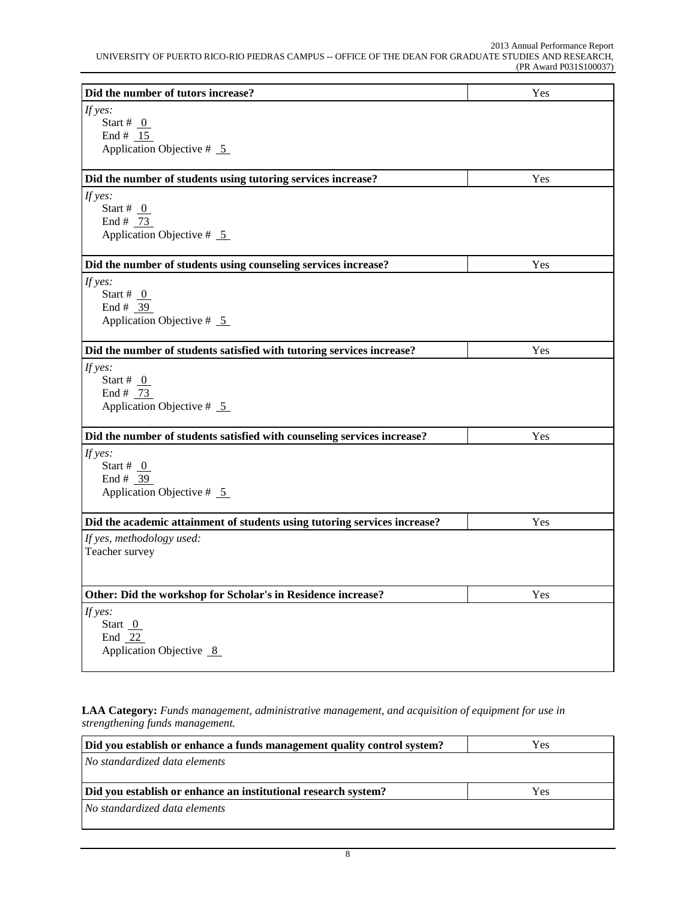| Did the number of tutors increase? | Yes |
|---|---|
| *If yes:*<br>Start # 0<br>End # 15<br>Application Objective # 5 | |

| Did the number of students using tutoring services increase? | Yes |
|---|---|
| *If yes:*<br>Start # 0<br>End # 73<br>Application Objective # 5 | |

| Did the number of students using counseling services increase? | Yes |
|---|---|
| *If yes:*<br>Start # 0<br>End # 39<br>Application Objective # 5 | |

| Did the number of students satisfied with tutoring services increase? | Yes |
|---|---|
| *If yes:*<br>Start # 0<br>End # 73<br>Application Objective # 5 | |

| Did the number of students satisfied with counseling services increase? | Yes |
|---|---|
| *If yes:*<br>Start # 0<br>End # 39<br>Application Objective # 5 | |

| Did the academic attainment of students using tutoring services increase? | Yes |
|---|---|
| *If yes, methodology used:*<br>Teacher survey | |

| Other: Did the workshop for Scholar's in Residence increase? | Yes |
|---|---|
| *If yes:*<br>Start 0<br>End 22<br>Application Objective 8 | |

**LAA Category:** *Funds management, administrative management, and acquisition of equipment for use in strengthening funds management.*

| Did you establish or enhance a funds management quality control system? | Yes |
|---|---|
| *No standardized data elements* | |

| Did you establish or enhance an institutional research system? | Yes |
|---|---|
| *No standardized data elements* | |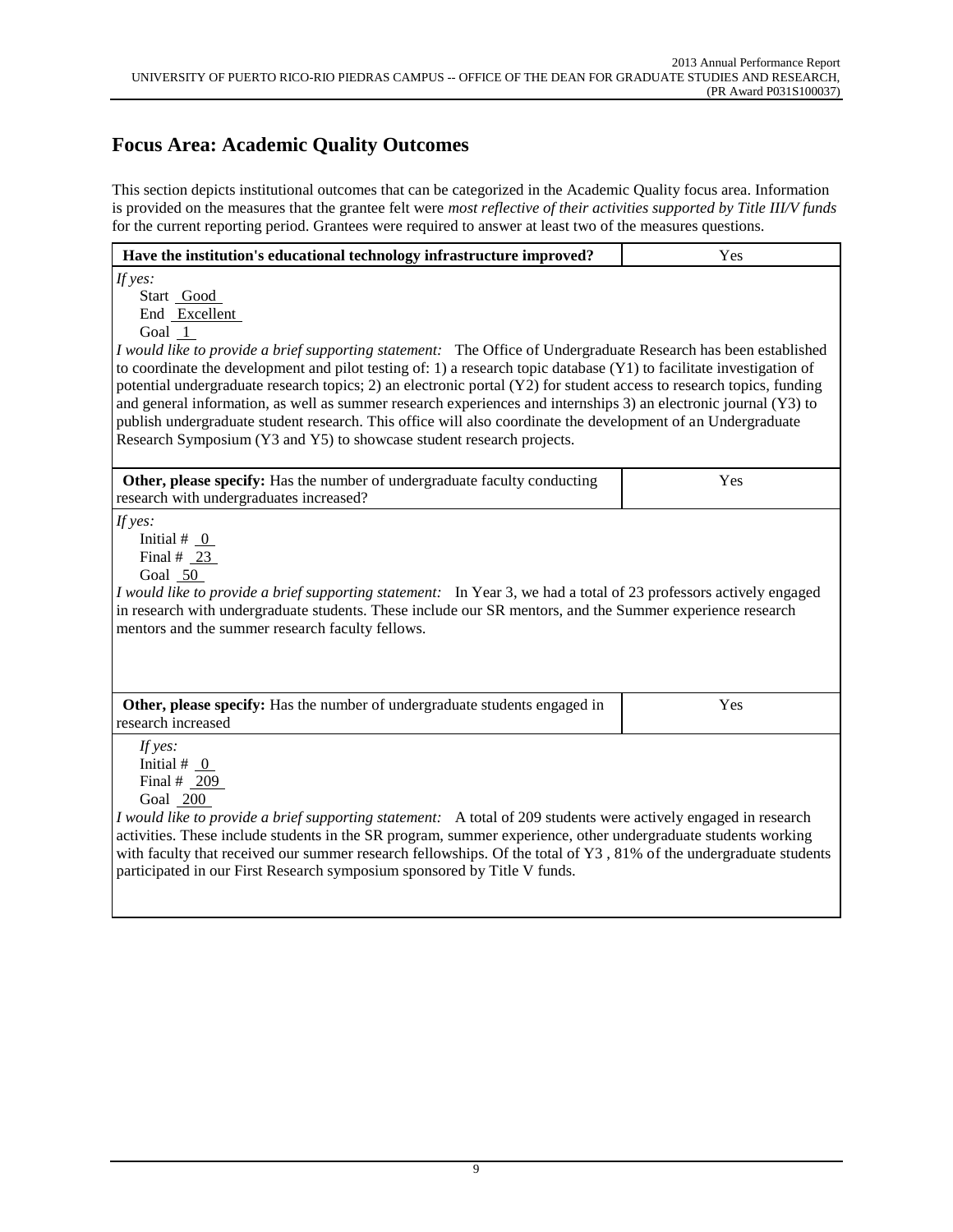## Focus Area: Academic Quality Outcomes

This section depicts institutional outcomes that can be categorized in the Academic Quality focus area. Information is provided on the measures that the grantee felt were *most reflective of their activities supported by Title III/V funds* for the current reporting period. Grantees were required to answer at least two of the measures questions.

| **Have the institution's educational technology infrastructure improved?** | Yes |
|---|---|

*If yes:*
Start Good
End Excellent
Goal 1

*I would like to provide a brief supporting statement:* The Office of Undergraduate Research has been established to coordinate the development and pilot testing of: 1) a research topic database (Y1) to facilitate investigation of potential undergraduate research topics; 2) an electronic portal (Y2) for student access to research topics, funding and general information, as well as summer research experiences and internships 3) an electronic journal (Y3) to publish undergraduate student research. This office will also coordinate the development of an Undergraduate Research Symposium (Y3 and Y5) to showcase student research projects.

| **Other, please specify:** Has the number of undergraduate faculty conducting research with undergraduates increased? | Yes |
|---|---|

*If yes:*
Initial # 0
Final # 23
Goal 50

*I would like to provide a brief supporting statement:* In Year 3, we had a total of 23 professors actively engaged in research with undergraduate students. These include our SR mentors, and the Summer experience research mentors and the summer research faculty fellows.

| **Other, please specify:** Has the number of undergraduate students engaged in research increased | Yes |
|---|---|

*If yes:*
Initial # 0
Final # 209
Goal 200

*I would like to provide a brief supporting statement:* A total of 209 students were actively engaged in research activities. These include students in the SR program, summer experience, other undergraduate students working with faculty that received our summer research fellowships. Of the total of Y3 , 81% of the undergraduate students participated in our First Research symposium sponsored by Title V funds.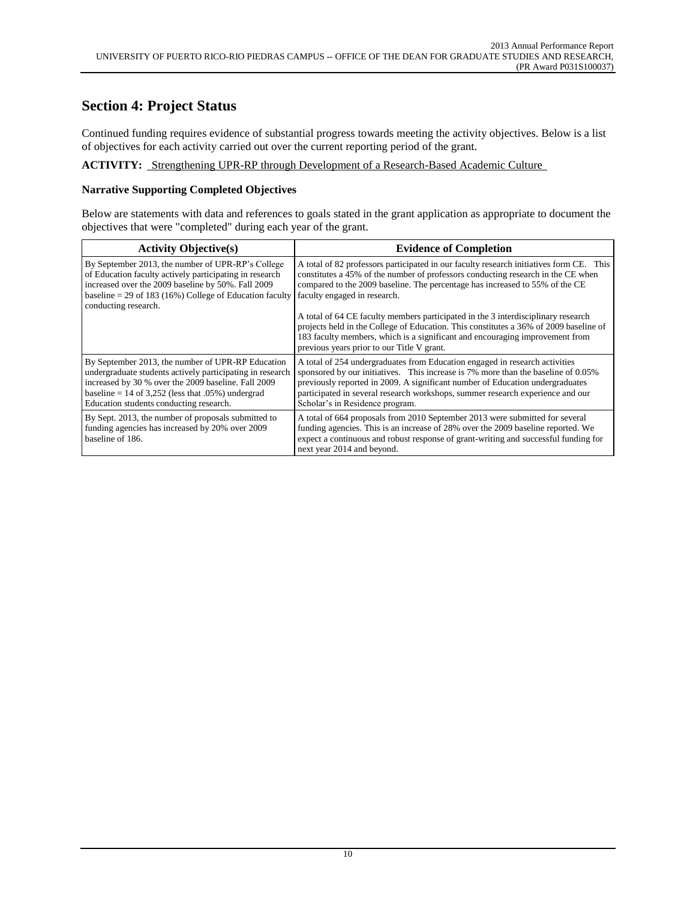## Section 4: Project Status

Continued funding requires evidence of substantial progress towards meeting the activity objectives. Below is a list of objectives for each activity carried out over the current reporting period of the grant.

**ACTIVITY:** Strengthening UPR-RP through Development of a Research-Based Academic Culture

### Narrative Supporting Completed Objectives

Below are statements with data and references to goals stated in the grant application as appropriate to document the objectives that were "completed" during each year of the grant.

| Activity Objective(s) | Evidence of Completion |
|---|---|
| By September 2013, the number of UPR-RP's College of Education faculty actively participating in research increased over the 2009 baseline by 50%. Fall 2009 baseline = 29 of 183 (16%) College of Education faculty conducting research. | A total of 82 professors participated in our faculty research initiatives form CE. This constitutes a 45% of the number of professors conducting research in the CE when compared to the 2009 baseline. The percentage has increased to 55% of the CE faculty engaged in research.<br><br>A total of 64 CE faculty members participated in the 3 interdisciplinary research projects held in the College of Education. This constitutes a 36% of 2009 baseline of 183 faculty members, which is a significant and encouraging improvement from previous years prior to our Title V grant. |
| By September 2013, the number of UPR-RP Education undergraduate students actively participating in research increased by 30 % over the 2009 baseline. Fall 2009 baseline = 14 of 3,252 (less that .05%) undergrad Education students conducting research. | A total of 254 undergraduates from Education engaged in research activities sponsored by our initiatives. This increase is 7% more than the baseline of 0.05% previously reported in 2009. A significant number of Education undergraduates participated in several research workshops, summer research experience and our Scholar's in Residence program. |
| By Sept. 2013, the number of proposals submitted to funding agencies has increased by 20% over 2009 baseline of 186. | A total of 664 proposals from 2010 September 2013 were submitted for several funding agencies. This is an increase of 28% over the 2009 baseline reported. We expect a continuous and robust response of grant-writing and successful funding for next year 2014 and beyond. |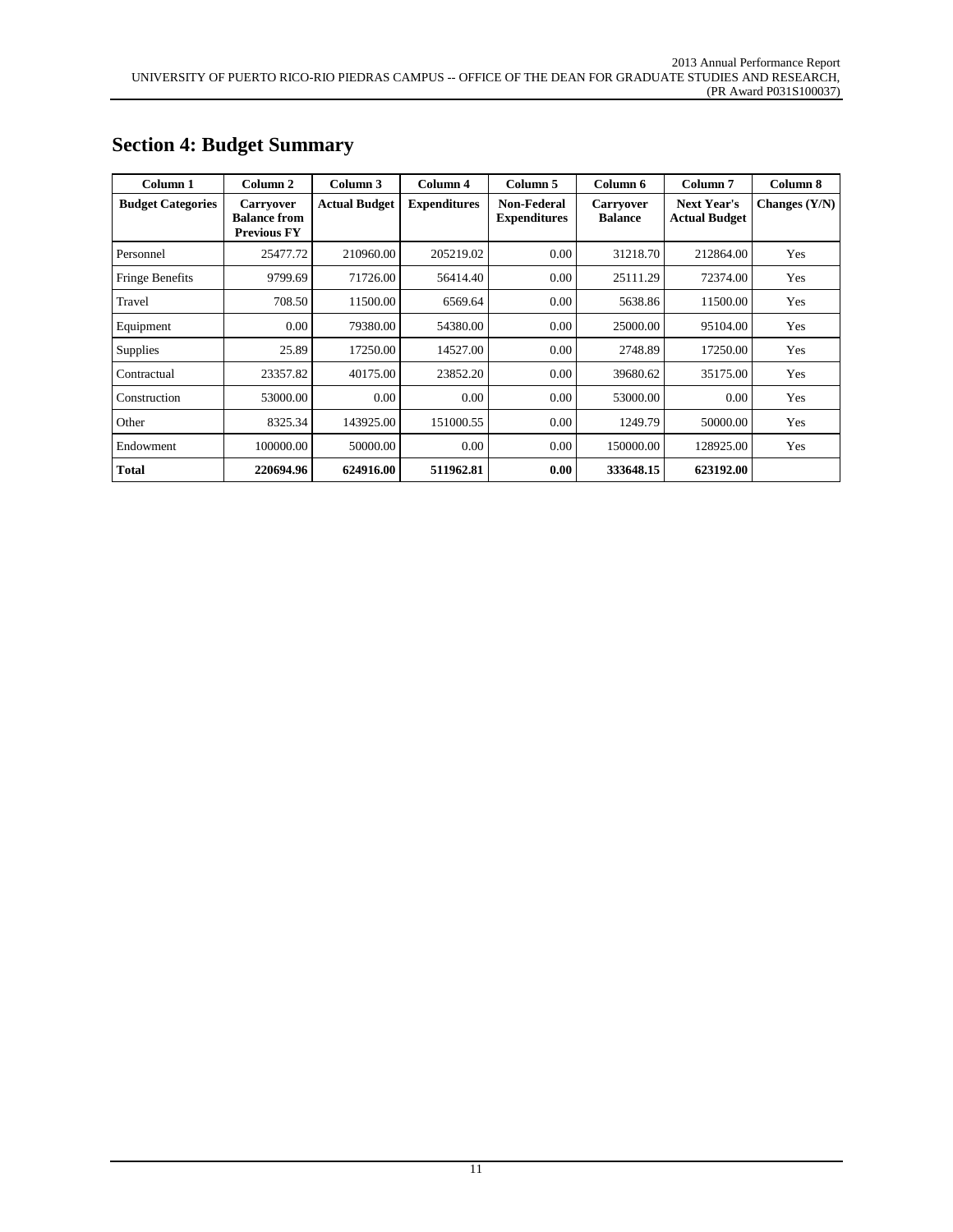## Section 4: Budget Summary

| Column 1 | Column 2 | Column 3 | Column 4 | Column 5 | Column 6 | Column 7 | Column 8 |
|---|---|---|---|---|---|---|---|
| **Budget Categories** | **Carryover Balance from Previous FY** | **Actual Budget** | **Expenditures** | **Non-Federal Expenditures** | **Carryover Balance** | **Next Year's Actual Budget** | **Changes (Y/N)** |
| Personnel | 25477.72 | 210960.00 | 205219.02 | 0.00 | 31218.70 | 212864.00 | Yes |
| Fringe Benefits | 9799.69 | 71726.00 | 56414.40 | 0.00 | 25111.29 | 72374.00 | Yes |
| Travel | 708.50 | 11500.00 | 6569.64 | 0.00 | 5638.86 | 11500.00 | Yes |
| Equipment | 0.00 | 79380.00 | 54380.00 | 0.00 | 25000.00 | 95104.00 | Yes |
| Supplies | 25.89 | 17250.00 | 14527.00 | 0.00 | 2748.89 | 17250.00 | Yes |
| Contractual | 23357.82 | 40175.00 | 23852.20 | 0.00 | 39680.62 | 35175.00 | Yes |
| Construction | 53000.00 | 0.00 | 0.00 | 0.00 | 53000.00 | 0.00 | Yes |
| Other | 8325.34 | 143925.00 | 151000.55 | 0.00 | 1249.79 | 50000.00 | Yes |
| Endowment | 100000.00 | 50000.00 | 0.00 | 0.00 | 150000.00 | 128925.00 | Yes |
| **Total** | **220694.96** | **624916.00** | **511962.81** | **0.00** | **333648.15** | **623192.00** | |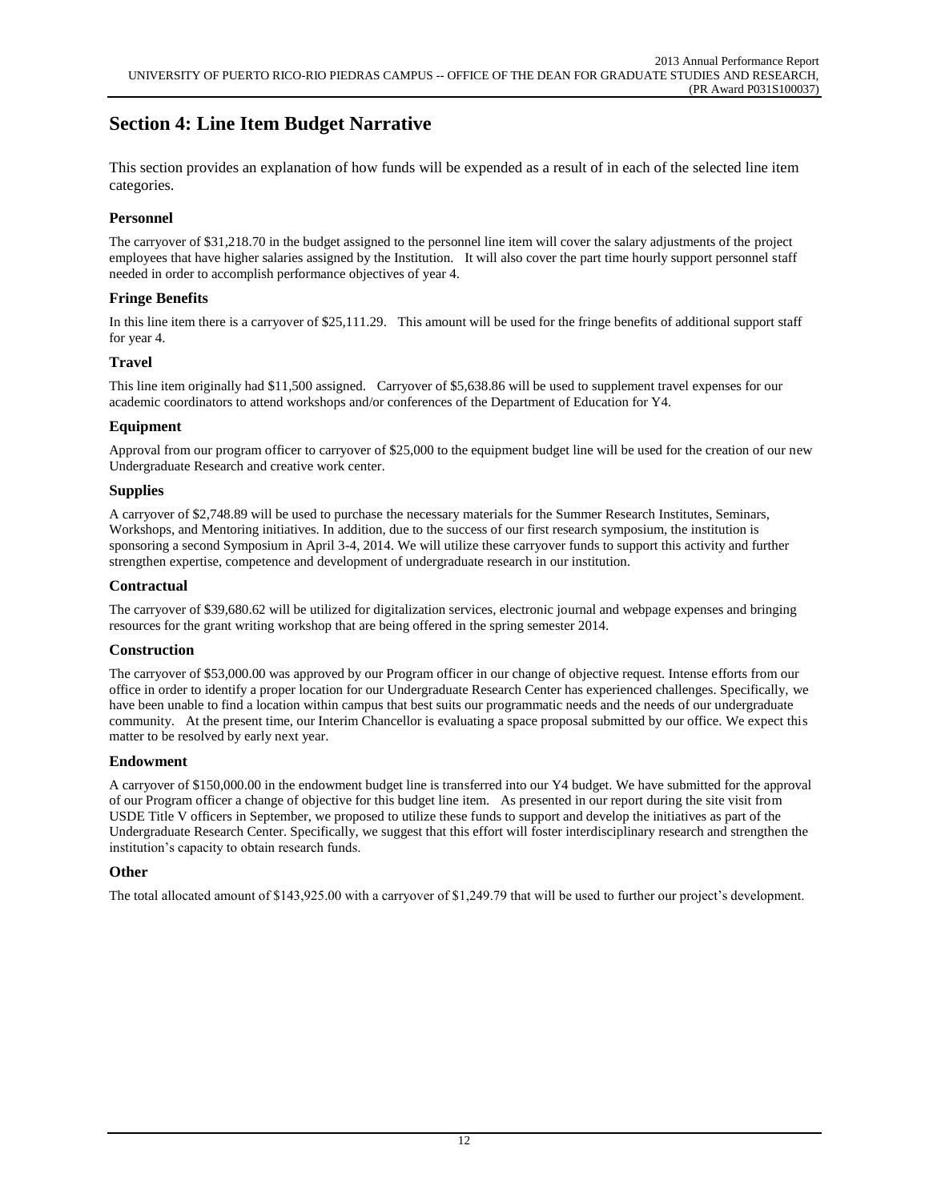# Section 4: Line Item Budget Narrative

This section provides an explanation of how funds will be expended as a result of in each of the selected line item categories.

### Personnel

The carryover of $31,218.70 in the budget assigned to the personnel line item will cover the salary adjustments of the project employees that have higher salaries assigned by the Institution. It will also cover the part time hourly support personnel staff needed in order to accomplish performance objectives of year 4.

### Fringe Benefits

In this line item there is a carryover of $25,111.29. This amount will be used for the fringe benefits of additional support staff for year 4.

### Travel

This line item originally had $11,500 assigned. Carryover of $5,638.86 will be used to supplement travel expenses for our academic coordinators to attend workshops and/or conferences of the Department of Education for Y4.

### Equipment

Approval from our program officer to carryover of $25,000 to the equipment budget line will be used for the creation of our new Undergraduate Research and creative work center.

### Supplies

A carryover of $2,748.89 will be used to purchase the necessary materials for the Summer Research Institutes, Seminars, Workshops, and Mentoring initiatives. In addition, due to the success of our first research symposium, the institution is sponsoring a second Symposium in April 3-4, 2014. We will utilize these carryover funds to support this activity and further strengthen expertise, competence and development of undergraduate research in our institution.

### Contractual

The carryover of $39,680.62 will be utilized for digitalization services, electronic journal and webpage expenses and bringing resources for the grant writing workshop that are being offered in the spring semester 2014.

### Construction

The carryover of $53,000.00 was approved by our Program officer in our change of objective request. Intense efforts from our office in order to identify a proper location for our Undergraduate Research Center has experienced challenges. Specifically, we have been unable to find a location within campus that best suits our programmatic needs and the needs of our undergraduate community. At the present time, our Interim Chancellor is evaluating a space proposal submitted by our office. We expect this matter to be resolved by early next year.

### Endowment

A carryover of $150,000.00 in the endowment budget line is transferred into our Y4 budget. We have submitted for the approval of our Program officer a change of objective for this budget line item. As presented in our report during the site visit from USDE Title V officers in September, we proposed to utilize these funds to support and develop the initiatives as part of the Undergraduate Research Center. Specifically, we suggest that this effort will foster interdisciplinary research and strengthen the institution's capacity to obtain research funds.

### Other

The total allocated amount of $143,925.00 with a carryover of $1,249.79 that will be used to further our project's development.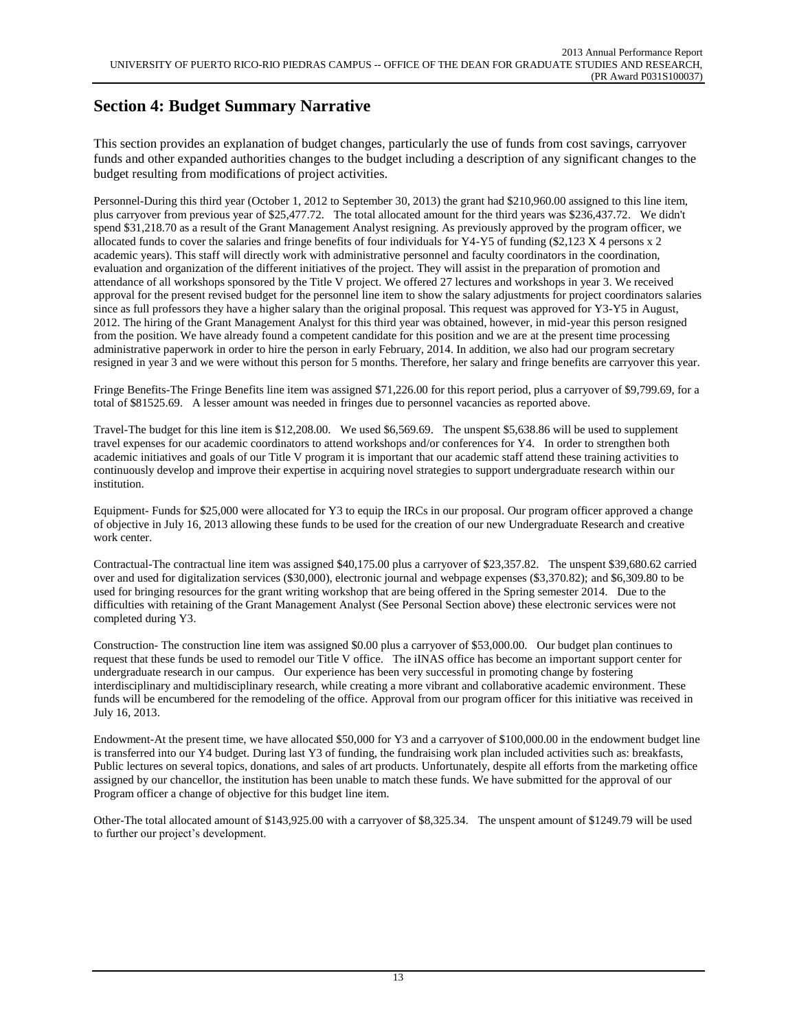## Section 4: Budget Summary Narrative

This section provides an explanation of budget changes, particularly the use of funds from cost savings, carryover funds and other expanded authorities changes to the budget including a description of any significant changes to the budget resulting from modifications of project activities.

Personnel-During this third year (October 1, 2012 to September 30, 2013) the grant had $210,960.00 assigned to this line item, plus carryover from previous year of $25,477.72. The total allocated amount for the third years was $236,437.72. We didn't spend $31,218.70 as a result of the Grant Management Analyst resigning. As previously approved by the program officer, we allocated funds to cover the salaries and fringe benefits of four individuals for Y4-Y5 of funding ($2,123 X 4 persons x 2 academic years). This staff will directly work with administrative personnel and faculty coordinators in the coordination, evaluation and organization of the different initiatives of the project. They will assist in the preparation of promotion and attendance of all workshops sponsored by the Title V project. We offered 27 lectures and workshops in year 3. We received approval for the present revised budget for the personnel line item to show the salary adjustments for project coordinators salaries since as full professors they have a higher salary than the original proposal. This request was approved for Y3-Y5 in August, 2012. The hiring of the Grant Management Analyst for this third year was obtained, however, in mid-year this person resigned from the position. We have already found a competent candidate for this position and we are at the present time processing administrative paperwork in order to hire the person in early February, 2014. In addition, we also had our program secretary resigned in year 3 and we were without this person for 5 months. Therefore, her salary and fringe benefits are carryover this year.

Fringe Benefits-The Fringe Benefits line item was assigned $71,226.00 for this report period, plus a carryover of $9,799.69, for a total of $81525.69. A lesser amount was needed in fringes due to personnel vacancies as reported above.

Travel-The budget for this line item is $12,208.00. We used $6,569.69. The unspent $5,638.86 will be used to supplement travel expenses for our academic coordinators to attend workshops and/or conferences for Y4. In order to strengthen both academic initiatives and goals of our Title V program it is important that our academic staff attend these training activities to continuously develop and improve their expertise in acquiring novel strategies to support undergraduate research within our institution.

Equipment- Funds for $25,000 were allocated for Y3 to equip the IRCs in our proposal. Our program officer approved a change of objective in July 16, 2013 allowing these funds to be used for the creation of our new Undergraduate Research and creative work center.

Contractual-The contractual line item was assigned $40,175.00 plus a carryover of $23,357.82. The unspent $39,680.62 carried over and used for digitalization services ($30,000), electronic journal and webpage expenses ($3,370.82); and $6,309.80 to be used for bringing resources for the grant writing workshop that are being offered in the Spring semester 2014. Due to the difficulties with retaining of the Grant Management Analyst (See Personal Section above) these electronic services were not completed during Y3.

Construction- The construction line item was assigned $0.00 plus a carryover of $53,000.00. Our budget plan continues to request that these funds be used to remodel our Title V office. The iINAS office has become an important support center for undergraduate research in our campus. Our experience has been very successful in promoting change by fostering interdisciplinary and multidisciplinary research, while creating a more vibrant and collaborative academic environment. These funds will be encumbered for the remodeling of the office. Approval from our program officer for this initiative was received in July 16, 2013.

Endowment-At the present time, we have allocated $50,000 for Y3 and a carryover of $100,000.00 in the endowment budget line is transferred into our Y4 budget. During last Y3 of funding, the fundraising work plan included activities such as: breakfasts, Public lectures on several topics, donations, and sales of art products. Unfortunately, despite all efforts from the marketing office assigned by our chancellor, the institution has been unable to match these funds. We have submitted for the approval of our Program officer a change of objective for this budget line item.

Other-The total allocated amount of $143,925.00 with a carryover of $8,325.34. The unspent amount of $1249.79 will be used to further our project's development.